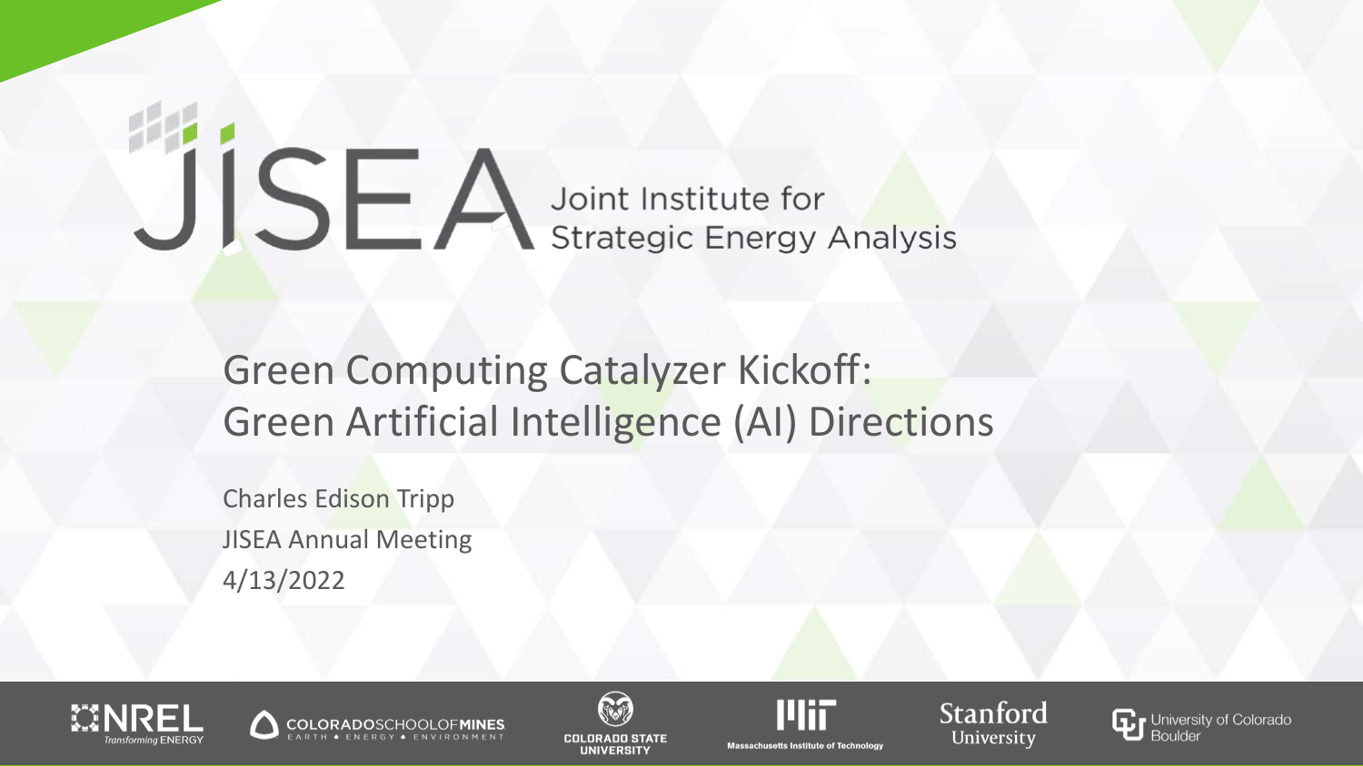# JISEA

Joint Institute for Strategic Energy Analysis

## Green Computing Catalyzer Kickoff: Green Artificial Intelligence (AI) Directions

Charles Edison Tripp

JISEA Annual Meeting

4/13/2022

NREL Transforming ENERGY | COLORADO SCHOOL OF MINES EARTH • ENERGY • ENVIRONMENT | COLORADO STATE UNIVERSITY | Massachusetts Institute of Technology | Stanford University | University of Colorado Boulder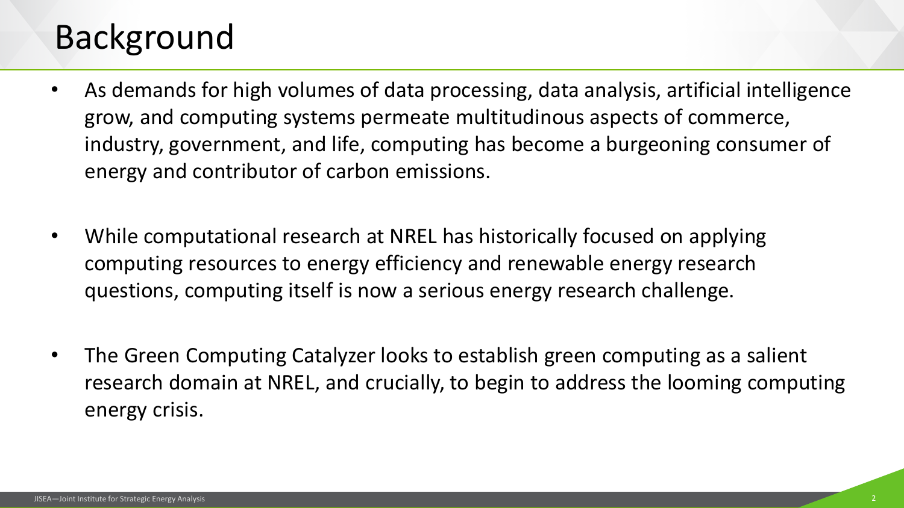# Background

- As demands for high volumes of data processing, data analysis, artificial intelligence grow, and computing systems permeate multitudinous aspects of commerce, industry, government, and life, computing has become a burgeoning consumer of energy and contributor of carbon emissions.

- While computational research at NREL has historically focused on applying computing resources to energy efficiency and renewable energy research questions, computing itself is now a serious energy research challenge.

- The Green Computing Catalyzer looks to establish green computing as a salient research domain at NREL, and crucially, to begin to address the looming computing energy crisis.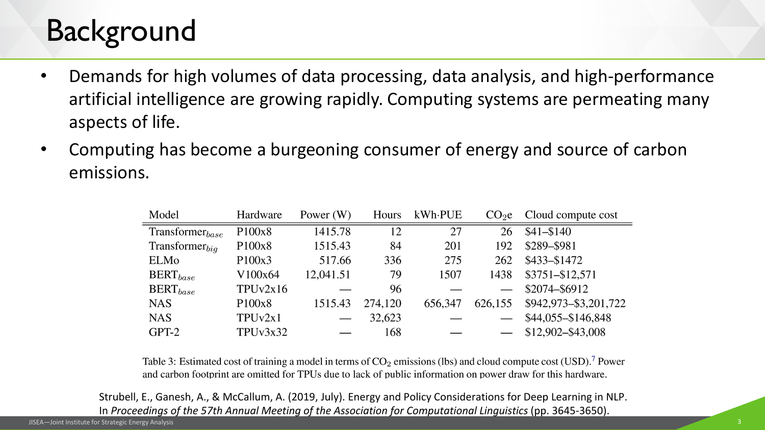# Background

- Demands for high volumes of data processing, data analysis, and high-performance artificial intelligence are growing rapidly. Computing systems are permeating many aspects of life.
- Computing has become a burgeoning consumer of energy and source of carbon emissions.

| Model | Hardware | Power (W) | Hours | kWh·PUE | $CO_2e$ | Cloud compute cost |
|---|---|---|---|---|---|---|
| $\text{Transformer}_{base}$ | P100x8 | 1415.78 | 12 | 27 | 26 | $41–$140 |
| $\text{Transformer}_{big}$ | P100x8 | 1515.43 | 84 | 201 | 192 | $289–$981 |
| ELMo | P100x3 | 517.66 | 336 | 275 | 262 | $433–$1472 |
| $\text{BERT}_{base}$ | V100x64 | 12,041.51 | 79 | 1507 | 1438 | $3751–$12,571 |
| $\text{BERT}_{base}$ | TPUv2x16 | — | 96 | — | — | $2074–$6912 |
| NAS | P100x8 | 1515.43 | 274,120 | 656,347 | 626,155 | $942,973–$3,201,722 |
| NAS | TPUv2x1 | — | 32,623 | — | — | $44,055–$146,848 |
| GPT-2 | TPUv3x32 | — | 168 | — | — | $12,902–$43,008 |

Table 3: Estimated cost of training a model in terms of $CO_2$ emissions (lbs) and cloud compute cost (USD).[7] Power and carbon footprint are omitted for TPUs due to lack of public information on power draw for this hardware.

Strubell, E., Ganesh, A., & McCallum, A. (2019, July). Energy and Policy Considerations for Deep Learning in NLP. In *Proceedings of the 57th Annual Meeting of the Association for Computational Linguistics* (pp. 3645-3650).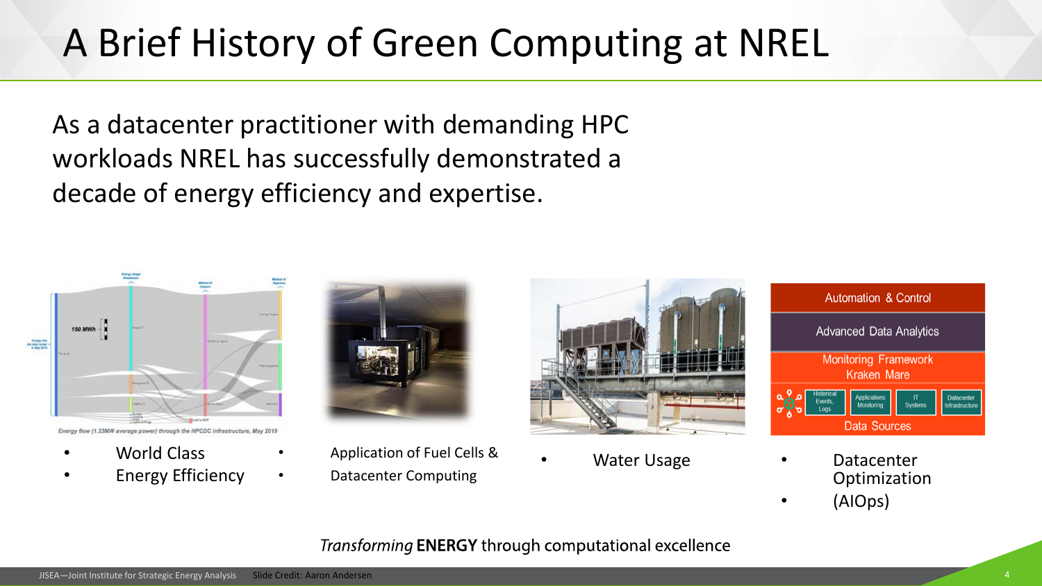# A Brief History of Green Computing at NREL

As a datacenter practitioner with demanding HPC workloads NREL has successfully demonstrated a decade of energy efficiency and expertise.

Energy flow (1.23MW average power) through the HPCDC infrastructure, May 2019

- World Class
- Energy Efficiency

- Application of Fuel Cells &
- Datacenter Computing

- Water Usage

| Automation & Control |
| --- |
| Advanced Data Analytics |
| Monitoring Framework Kraken Mare |
| Historical Events, Logs / Applications Monitoring / IT Systems / Datacenter Infrastructure |
| Data Sources |

- Datacenter Optimization
- (AIOps)

*Transforming* **ENERGY** through computational excellence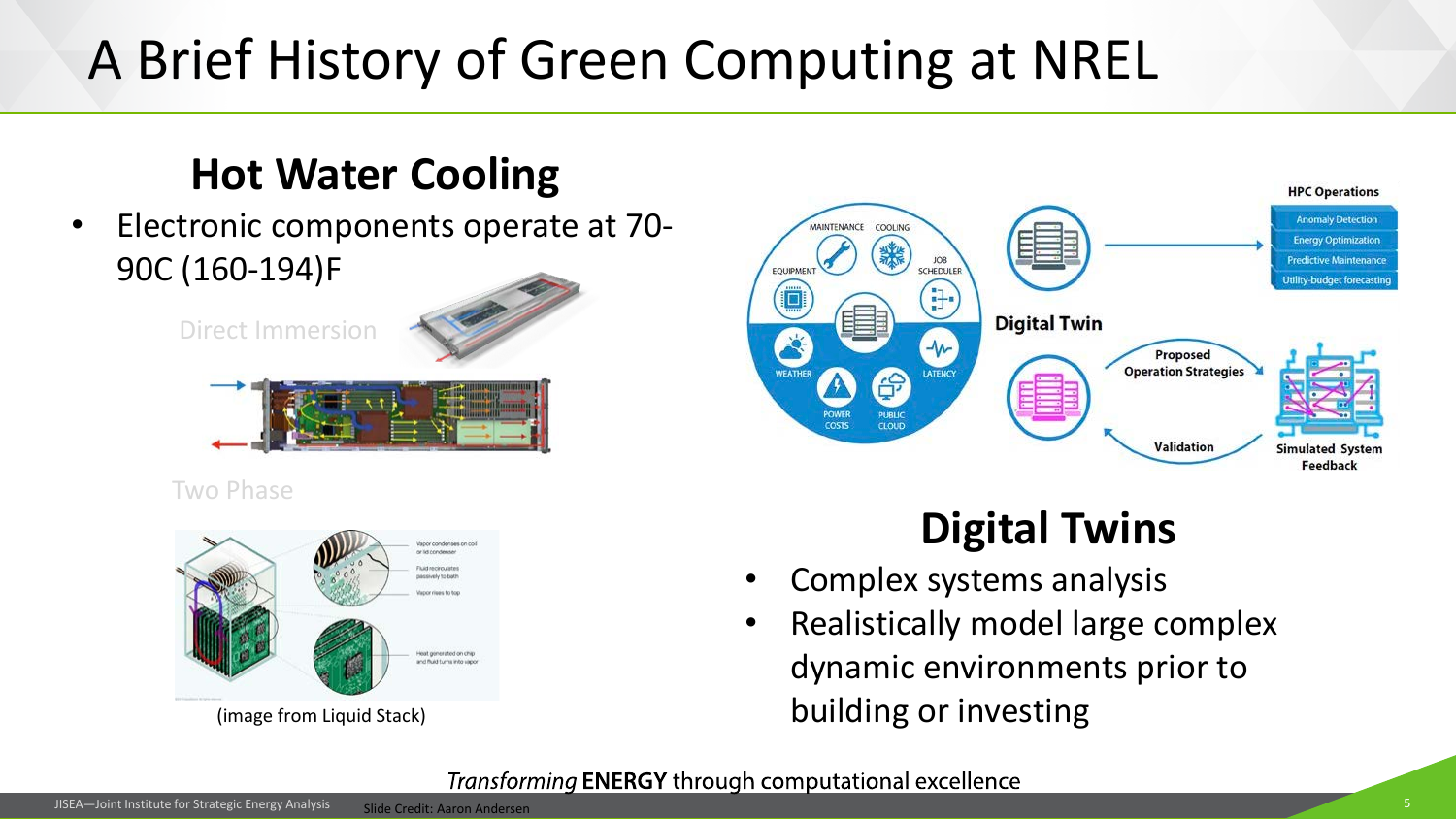# A Brief History of Green Computing at NREL

## Hot Water Cooling

- Electronic components operate at 70-90C (160-194)F

Direct Immersion

Two Phase

(image from Liquid Stack)

## Digital Twins

- Complex systems analysis
- Realistically model large complex dynamic environments prior to building or investing

*Transforming* **ENERGY** through computational excellence

Slide Credit: Aaron Andersen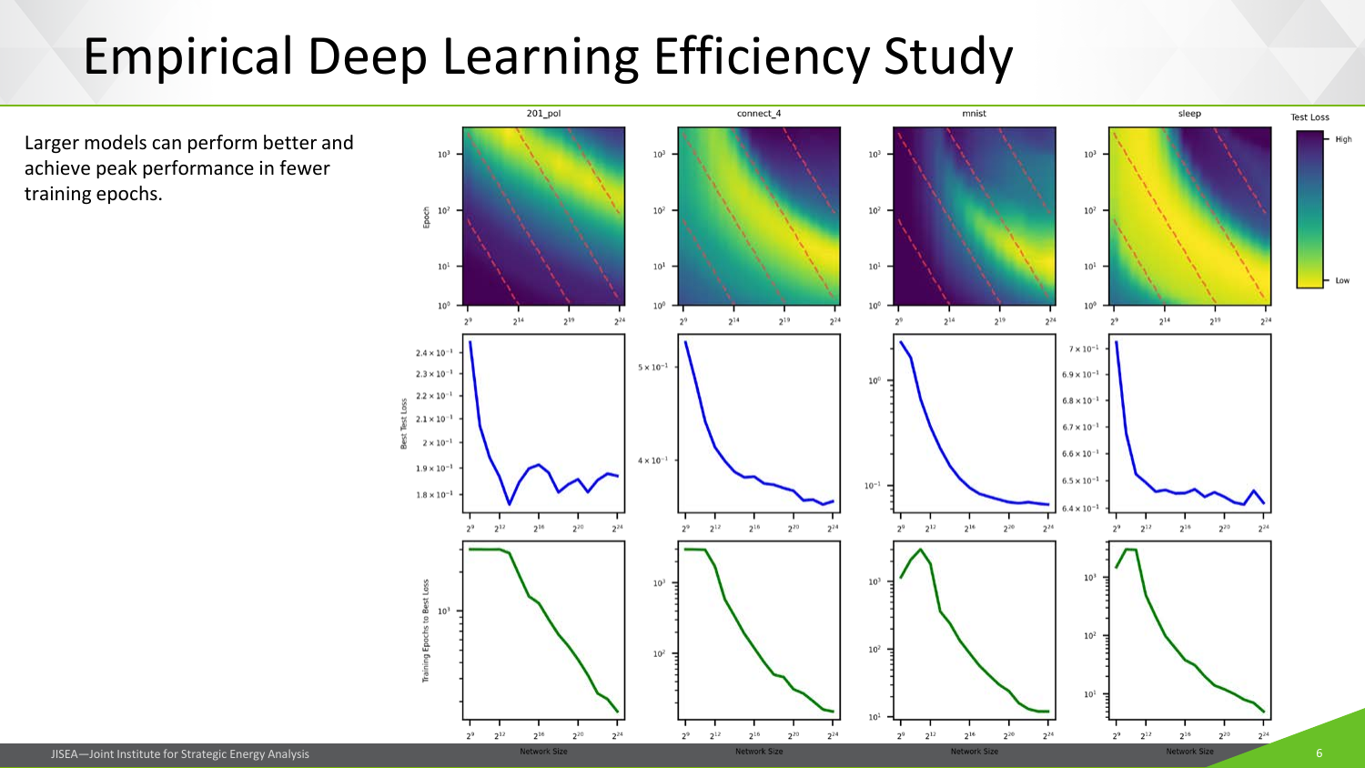# Empirical Deep Learning Efficiency Study

Larger models can perform better and achieve peak performance in fewer training epochs.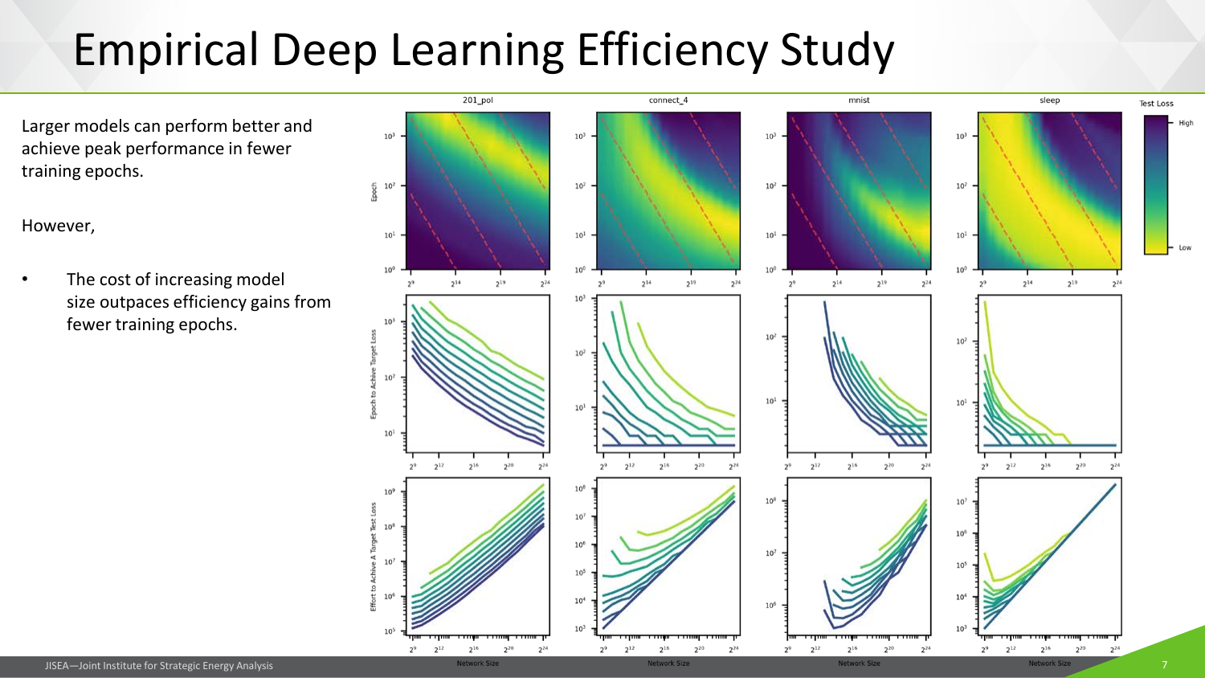# Empirical Deep Learning Efficiency Study

Larger models can perform better and achieve peak performance in fewer training epochs.

However,

- The cost of increasing model size outpaces efficiency gains from fewer training epochs.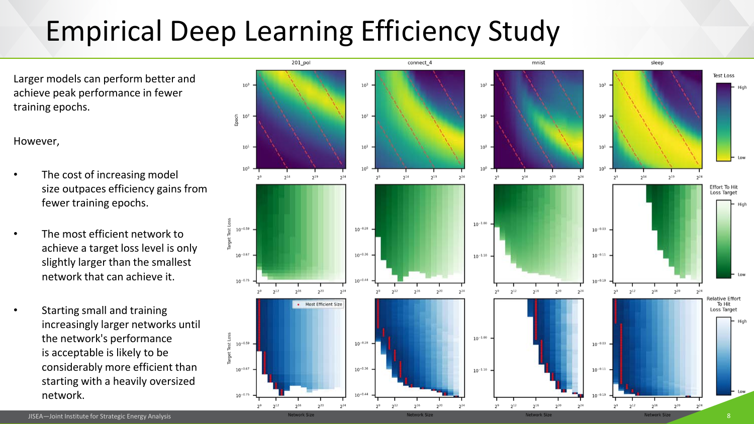# Empirical Deep Learning Efficiency Study

Larger models can perform better and achieve peak performance in fewer training epochs.

However,

- The cost of increasing model size outpaces efficiency gains from fewer training epochs.
- The most efficient network to achieve a target loss level is only slightly larger than the smallest network that can achieve it.
- Starting small and training increasingly larger networks until the network's performance is acceptable is likely to be considerably more efficient than starting with a heavily oversized network.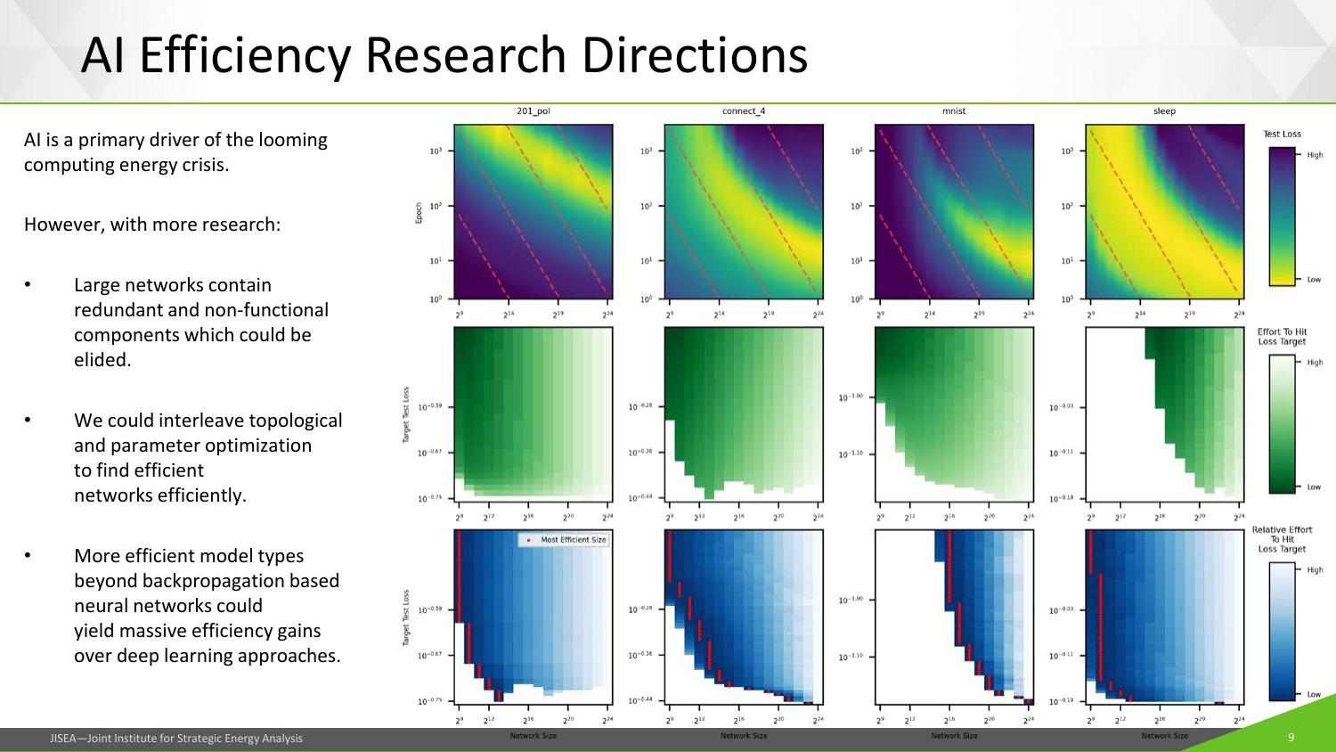# AI Efficiency Research Directions

AI is a primary driver of the looming computing energy crisis.

However, with more research:

- Large networks contain redundant and non-functional components which could be elided.
- We could interleave topological and parameter optimization to find efficient networks efficiently.
- More efficient model types beyond backpropagation based neural networks could yield massive efficiency gains over deep learning approaches.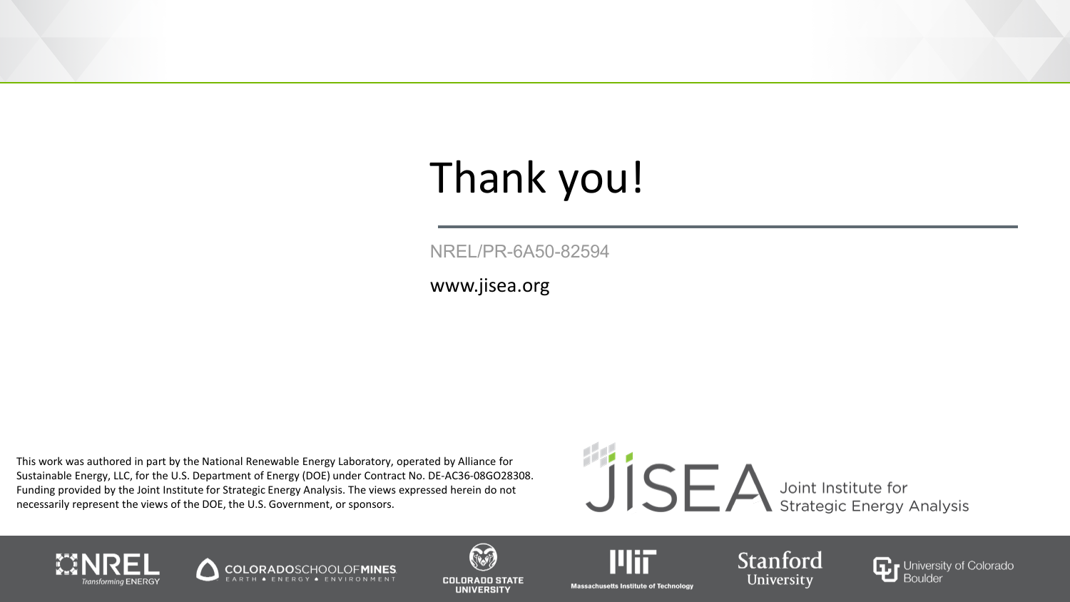# Thank you!

NREL/PR-6A50-82594

www.jisea.org

This work was authored in part by the National Renewable Energy Laboratory, operated by Alliance for Sustainable Energy, LLC, for the U.S. Department of Energy (DOE) under Contract No. DE-AC36-08GO28308. Funding provided by the Joint Institute for Strategic Energy Analysis. The views expressed herein do not necessarily represent the views of the DOE, the U.S. Government, or sponsors.

JISEA Joint Institute for Strategic Energy Analysis

NREL Transforming ENERGY

COLORADO SCHOOL OF MINES EARTH • ENERGY • ENVIRONMENT

COLORADO STATE UNIVERSITY

Massachusetts Institute of Technology

Stanford University

University of Colorado Boulder